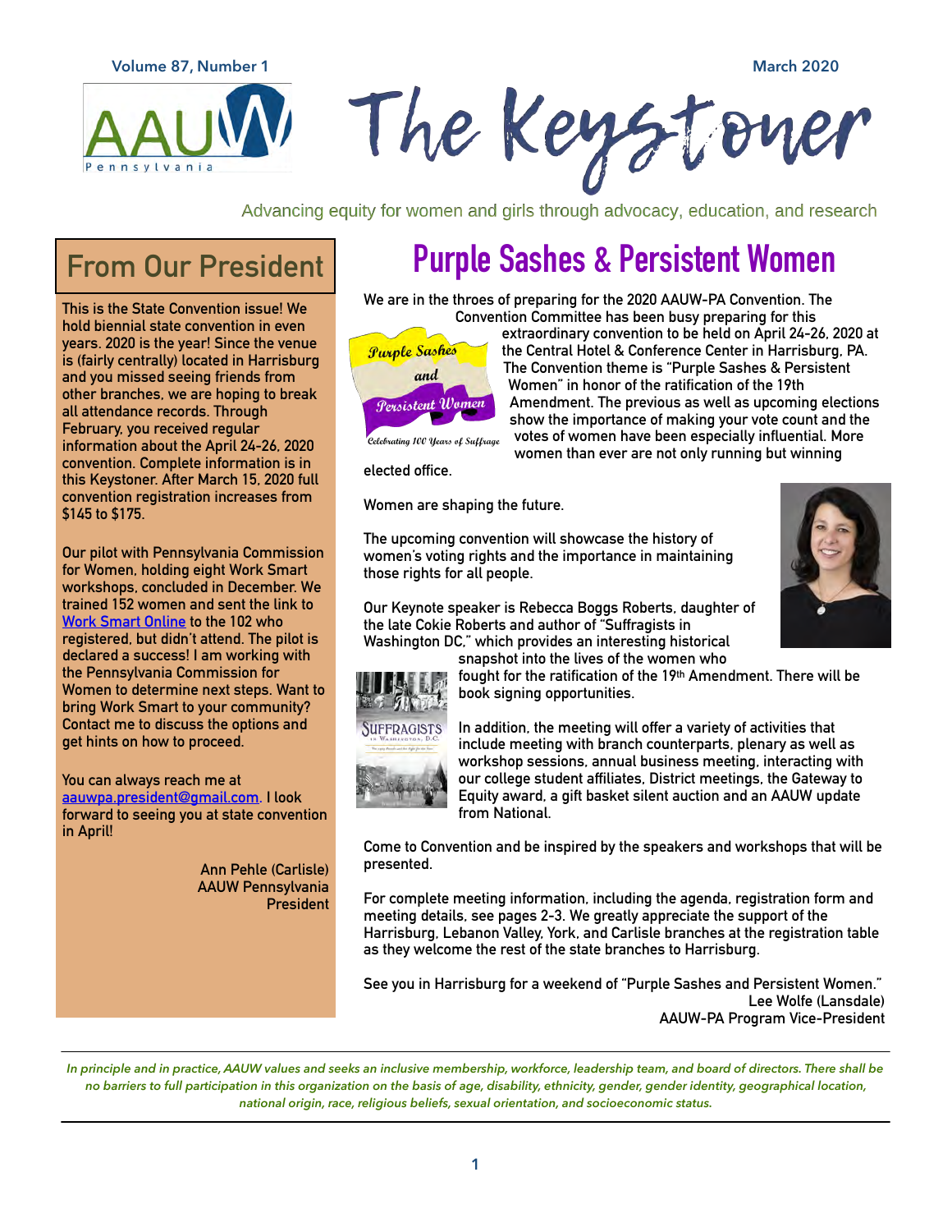# The Keystoner

Advancing equity for women and girls through advocacy, education, and research

## From Our President

This is the State Convention issue! We hold biennial state convention in even years. 2020 is the year! Since the venue is (fairly centrally) located in Harrisburg and you missed seeing friends from other branches, we are hoping to break all attendance records. Through February, you received regular information about the April 24-26, 2020 convention. Complete information is in this Keystoner. After March 15, 2020 full convention registration increases from $145 to $175.

Our pilot with Pennsylvania Commission for Women, holding eight Work Smart workshops, concluded in December. We trained 152 women and sent the link to Work Smart Online to the 102 who registered, but didn't attend. The pilot is declared a success! I am working with the Pennsylvania Commission for Women to determine next steps. Want to bring Work Smart to your community? Contact me to discuss the options and get hints on how to proceed.

You can always reach me at aauwpa.president@gmail.com. I look forward to seeing you at state convention in April!

Ann Pehle (Carlisle)
AAUW Pennsylvania
President

## Purple Sashes & Persistent Women

We are in the throes of preparing for the 2020 AAUW-PA Convention. The Convention Committee has been busy preparing for this extraordinary convention to be held on April 24-26, 2020 at the Central Hotel & Conference Center in Harrisburg, PA. The Convention theme is "Purple Sashes & Persistent Women" in honor of the ratification of the 19th Amendment. The previous as well as upcoming elections show the importance of making your vote count and the votes of women have been especially influential. More women than ever are not only running but winning elected office.

Women are shaping the future.

The upcoming convention will showcase the history of women's voting rights and the importance in maintaining those rights for all people.

Our Keynote speaker is Rebecca Boggs Roberts, daughter of the late Cokie Roberts and author of "Suffragists in Washington DC," which provides an interesting historical snapshot into the lives of the women who fought for the ratification of the 19th Amendment. There will be book signing opportunities.

In addition, the meeting will offer a variety of activities that include meeting with branch counterparts, plenary as well as workshop sessions, annual business meeting, interacting with our college student affiliates, District meetings, the Gateway to Equity award, a gift basket silent auction and an AAUW update from National.

Come to Convention and be inspired by the speakers and workshops that will be presented.

For complete meeting information, including the agenda, registration form and meeting details, see pages 2-3. We greatly appreciate the support of the Harrisburg, Lebanon Valley, York, and Carlisle branches at the registration table as they welcome the rest of the state branches to Harrisburg.

See you in Harrisburg for a weekend of "Purple Sashes and Persistent Women."

Lee Wolfe (Lansdale)
AAUW-PA Program Vice-President

*In principle and in practice, AAUW values and seeks an inclusive membership, workforce, leadership team, and board of directors. There shall be no barriers to full participation in this organization on the basis of age, disability, ethnicity, gender, gender identity, geographical location, national origin, race, religious beliefs, sexual orientation, and socioeconomic status.*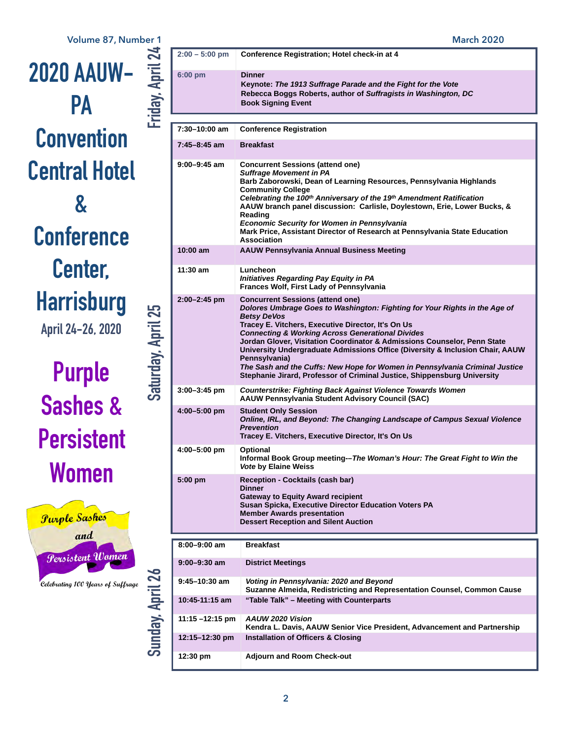# 2020 AAUW-PA Convention Central Hotel & Conference Center, Harrisburg

April 24-26, 2020

## Purple Sashes & Persistent Women

Purple Sashes and Persistent Women

Celebrating 100 Years of Suffrage

### Friday, April 24

| Time | Event |
|---|---|
| 2:00 – 5:00 pm | **Conference Registration; Hotel check-in at 4** |
| 6:00 pm | **Dinner**<br>**Keynote: *The 1913 Suffrage Parade and the Fight for the Vote***<br>**Rebecca Boggs Roberts, author of *Suffragists in Washington, DC***<br>**Book Signing Event** |

### Saturday, April 25

| Time | Event |
|---|---|
| 7:30–10:00 am | **Conference Registration** |
| 7:45–8:45 am | **Breakfast** |
| 9:00–9:45 am | **Concurrent Sessions (attend one)**<br>***Suffrage Movement in PA***<br>**Barb Zaborowski, Dean of Learning Resources, Pennsylvania Highlands Community College**<br>***Celebrating the 100th Anniversary of the 19th Amendment Ratification***<br>**AAUW branch panel discussion: Carlisle, Doylestown, Erie, Lower Bucks, & Reading**<br>***Economic Security for Women in Pennsylvania***<br>**Mark Price, Assistant Director of Research at Pennsylvania State Education Association** |
| 10:00 am | **AAUW Pennsylvania Annual Business Meeting** |
| 11:30 am | **Luncheon**<br>***Initiatives Regarding Pay Equity in PA***<br>**Frances Wolf, First Lady of Pennsylvania** |
| 2:00–2:45 pm | **Concurrent Sessions (attend one)**<br>***Dolores Umbrage Goes to Washington: Fighting for Your Rights in the Age of Betsy DeVos***<br>**Tracey E. Vitchers, Executive Director, It's On Us**<br>***Connecting & Working Across Generational Divides***<br>**Jordan Glover, Visitation Coordinator & Admissions Counselor, Penn State University Undergraduate Admissions Office (Diversity & Inclusion Chair, AAUW Pennsylvania)**<br>***The Sash and the Cuffs: New Hope for Women in Pennsylvania Criminal Justice***<br>**Stephanie Jirard, Professor of Criminal Justice, Shippensburg University** |
| 3:00–3:45 pm | ***Counterstrike: Fighting Back Against Violence Towards Women***<br>**AAUW Pennsylvania Student Advisory Council (SAC)** |
| 4:00–5:00 pm | **Student Only Session**<br>***Online, IRL, and Beyond: The Changing Landscape of Campus Sexual Violence Prevention***<br>**Tracey E. Vitchers, Executive Director, It's On Us** |
| 4:00–5:00 pm | **Optional**<br>**Informal Book Group meeting--*The Woman's Hour: The Great Fight to Win the Vote* by Elaine Weiss** |
| 5:00 pm | **Reception - Cocktails (cash bar)**<br>**Dinner**<br>**Gateway to Equity Award recipient**<br>**Susan Spicka, Executive Director Education Voters PA**<br>**Member Awards presentation**<br>**Dessert Reception and Silent Auction** |

### Sunday, April 26

| Time | Event |
|---|---|
| 8:00–9:00 am | **Breakfast** |
| 9:00–9:30 am | **District Meetings** |
| 9:45–10:30 am | ***Voting in Pennsylvania: 2020 and Beyond***<br>**Suzanne Almeida, Redistricting and Representation Counsel, Common Cause** |
| 10:45-11:15 am | **"Table Talk" – Meeting with Counterparts** |
| 11:15 –12:15 pm | ***AAUW 2020 Vision***<br>**Kendra L. Davis, AAUW Senior Vice President, Advancement and Partnership** |
| 12:15–12:30 pm | **Installation of Officers & Closing** |
| 12:30 pm | **Adjourn and Room Check-out** |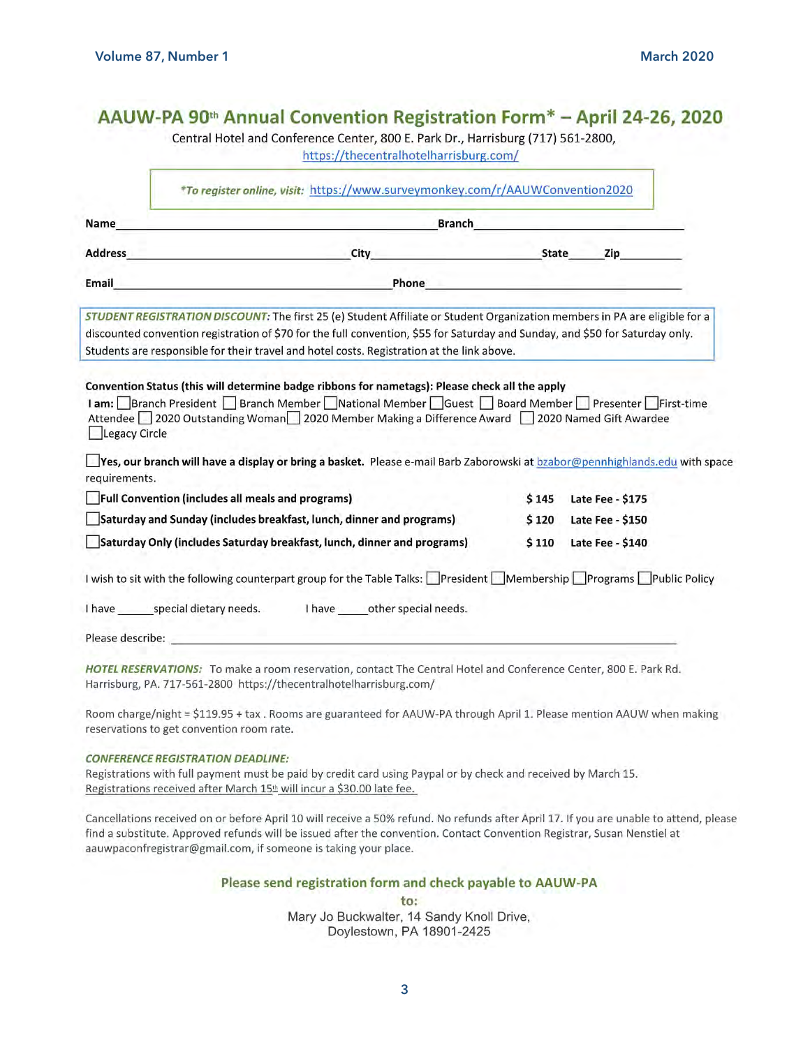# AAUW-PA 90th Annual Convention Registration Form* – April 24-26, 2020

Central Hotel and Conference Center, 800 E. Park Dr., Harrisburg (717) 561-2800,
https://thecentralhotelharrisburg.com/

> *\*To register online, visit:* https://www.surveymonkey.com/r/AAUWConvention2020

**Name**\_\_\_\_\_\_\_\_\_\_\_\_\_\_\_\_\_\_\_\_\_\_\_\_\_\_\_\_\_\_\_\_\_\_\_\_ **Branch**\_\_\_\_\_\_\_\_\_\_\_\_\_\_\_\_\_\_\_\_\_\_\_\_

**Address**\_\_\_\_\_\_\_\_\_\_\_\_\_\_\_\_\_\_\_\_\_\_\_\_\_ **City**\_\_\_\_\_\_\_\_\_\_\_\_\_\_\_\_\_\_\_\_ **State**\_\_\_\_\_ **Zip**\_\_\_\_\_\_\_\_

**Email**\_\_\_\_\_\_\_\_\_\_\_\_\_\_\_\_\_\_\_\_\_\_\_\_\_\_\_\_\_\_\_\_ **Phone**\_\_\_\_\_\_\_\_\_\_\_\_\_\_\_\_\_\_\_\_\_\_\_\_\_\_\_\_\_\_

> ***STUDENT REGISTRATION DISCOUNT:*** The first 25 (e) Student Affiliate or Student Organization members in PA are eligible for a discounted convention registration of $70 for the full convention, $55 for Saturday and Sunday, and $50 for Saturday only. Students are responsible for their travel and hotel costs. Registration at the link above.

**Convention Status (this will determine badge ribbons for nametags): Please check all the apply**

**I am:** ☐ Branch President ☐ Branch Member ☐ National Member ☐ Guest ☐ Board Member ☐ Presenter ☐ First-time Attendee ☐ 2020 Outstanding Woman ☐ 2020 Member Making a Difference Award ☐ 2020 Named Gift Awardee ☐ Legacy Circle

☐ **Yes, our branch will have a display or bring a basket.** Please e-mail Barb Zaborowski at bzabor@pennhighlands.edu with space requirements.

| | | |
|---|---|---|
| ☐ **Full Convention (includes all meals and programs)** | **$ 145** | **Late Fee - $175** |
| ☐ **Saturday and Sunday (includes breakfast, lunch, dinner and programs)** | **$ 120** | **Late Fee - $150** |
| ☐ **Saturday Only (includes Saturday breakfast, lunch, dinner and programs)** | **$ 110** | **Late Fee - $140** |

I wish to sit with the following counterpart group for the Table Talks: ☐ President ☐ Membership ☐ Programs ☐ Public Policy

I have \_\_\_\_\_ special dietary needs. I have \_\_\_\_\_ other special needs.

Please describe: \_\_\_\_\_\_\_\_\_\_\_\_\_\_\_\_\_\_\_\_\_\_\_\_\_\_\_\_\_\_\_\_\_\_\_\_\_\_\_\_\_\_\_\_\_\_\_\_

***HOTEL RESERVATIONS:*** To make a room reservation, contact The Central Hotel and Conference Center, 800 E. Park Rd. Harrisburg, PA. 717-561-2800 https://thecentralhotelharrisburg.com/

Room charge/night = $119.95 + tax . Rooms are guaranteed for AAUW-PA through April 1. Please mention AAUW when making reservations to get convention room rate.

***CONFERENCE REGISTRATION DEADLINE:***

Registrations with full payment must be paid by credit card using Paypal or by check and received by March 15. Registrations received after March 15th will incur a $30.00 late fee.

Cancellations received on or before April 10 will receive a 50% refund. No refunds after April 17. If you are unable to attend, please find a substitute. Approved refunds will be issued after the convention. Contact Convention Registrar, Susan Nenstiel at aauwpaconfregistrar@gmail.com, if someone is taking your place.

**Please send registration form and check payable to AAUW-PA to:**

Mary Jo Buckwalter, 14 Sandy Knoll Drive,
Doylestown, PA 18901-2425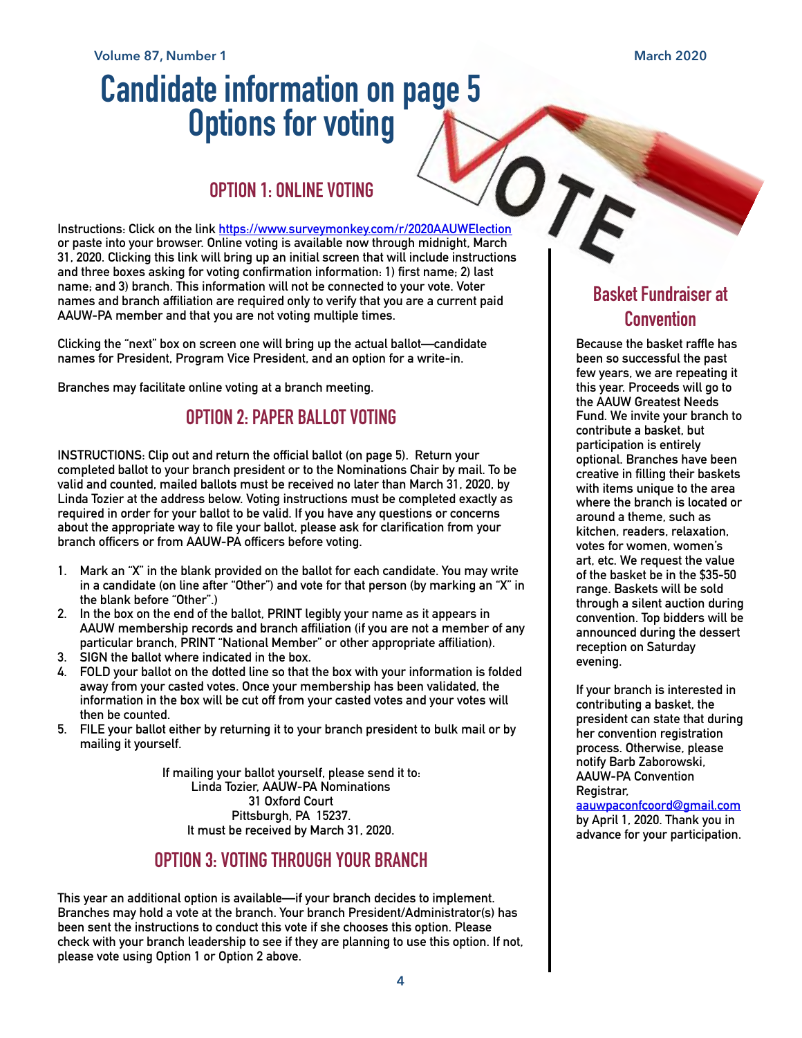# Candidate information on page 5
# Options for voting

## OPTION 1: ONLINE VOTING

Instructions: Click on the link https://www.surveymonkey.com/r/2020AAUWElection or paste into your browser. Online voting is available now through midnight, March 31, 2020. Clicking this link will bring up an initial screen that will include instructions and three boxes asking for voting confirmation information: 1) first name; 2) last name; and 3) branch. This information will not be connected to your vote. Voter names and branch affiliation are required only to verify that you are a current paid AAUW-PA member and that you are not voting multiple times.

Clicking the "next" box on screen one will bring up the actual ballot—candidate names for President, Program Vice President, and an option for a write-in.

Branches may facilitate online voting at a branch meeting.

## OPTION 2: PAPER BALLOT VOTING

INSTRUCTIONS: Clip out and return the official ballot (on page 5). Return your completed ballot to your branch president or to the Nominations Chair by mail. To be valid and counted, mailed ballots must be received no later than March 31, 2020, by Linda Tozier at the address below. Voting instructions must be completed exactly as required in order for your ballot to be valid. If you have any questions or concerns about the appropriate way to file your ballot, please ask for clarification from your branch officers or from AAUW-PA officers before voting.

1. Mark an "X" in the blank provided on the ballot for each candidate. You may write in a candidate (on line after "Other") and vote for that person (by marking an "X" in the blank before "Other".)
2. In the box on the end of the ballot, PRINT legibly your name as it appears in AAUW membership records and branch affiliation (if you are not a member of any particular branch, PRINT "National Member" or other appropriate affiliation).
3. SIGN the ballot where indicated in the box.
4. FOLD your ballot on the dotted line so that the box with your information is folded away from your casted votes. Once your membership has been validated, the information in the box will be cut off from your casted votes and your votes will then be counted.
5. FILE your ballot either by returning it to your branch president to bulk mail or by mailing it yourself.

If mailing your ballot yourself, please send it to:
Linda Tozier, AAUW-PA Nominations
31 Oxford Court
Pittsburgh, PA 15237.
It must be received by March 31, 2020.

## OPTION 3: VOTING THROUGH YOUR BRANCH

This year an additional option is available—if your branch decides to implement. Branches may hold a vote at the branch. Your branch President/Administrator(s) has been sent the instructions to conduct this vote if she chooses this option. Please check with your branch leadership to see if they are planning to use this option. If not, please vote using Option 1 or Option 2 above.

## Basket Fundraiser at Convention

Because the basket raffle has been so successful the past few years, we are repeating it this year. Proceeds will go to the AAUW Greatest Needs Fund. We invite your branch to contribute a basket, but participation is entirely optional. Branches have been creative in filling their baskets with items unique to the area where the branch is located or around a theme, such as kitchen, readers, relaxation, votes for women, women's art, etc. We request the value of the basket be in the $35-50 range. Baskets will be sold through a silent auction during convention. Top bidders will be announced during the dessert reception on Saturday evening.

If your branch is interested in contributing a basket, the president can state that during her convention registration process. Otherwise, please notify Barb Zaborowski, AAUW-PA Convention Registrar, aauwpaconfcoord@gmail.com by April 1, 2020. Thank you in advance for your participation.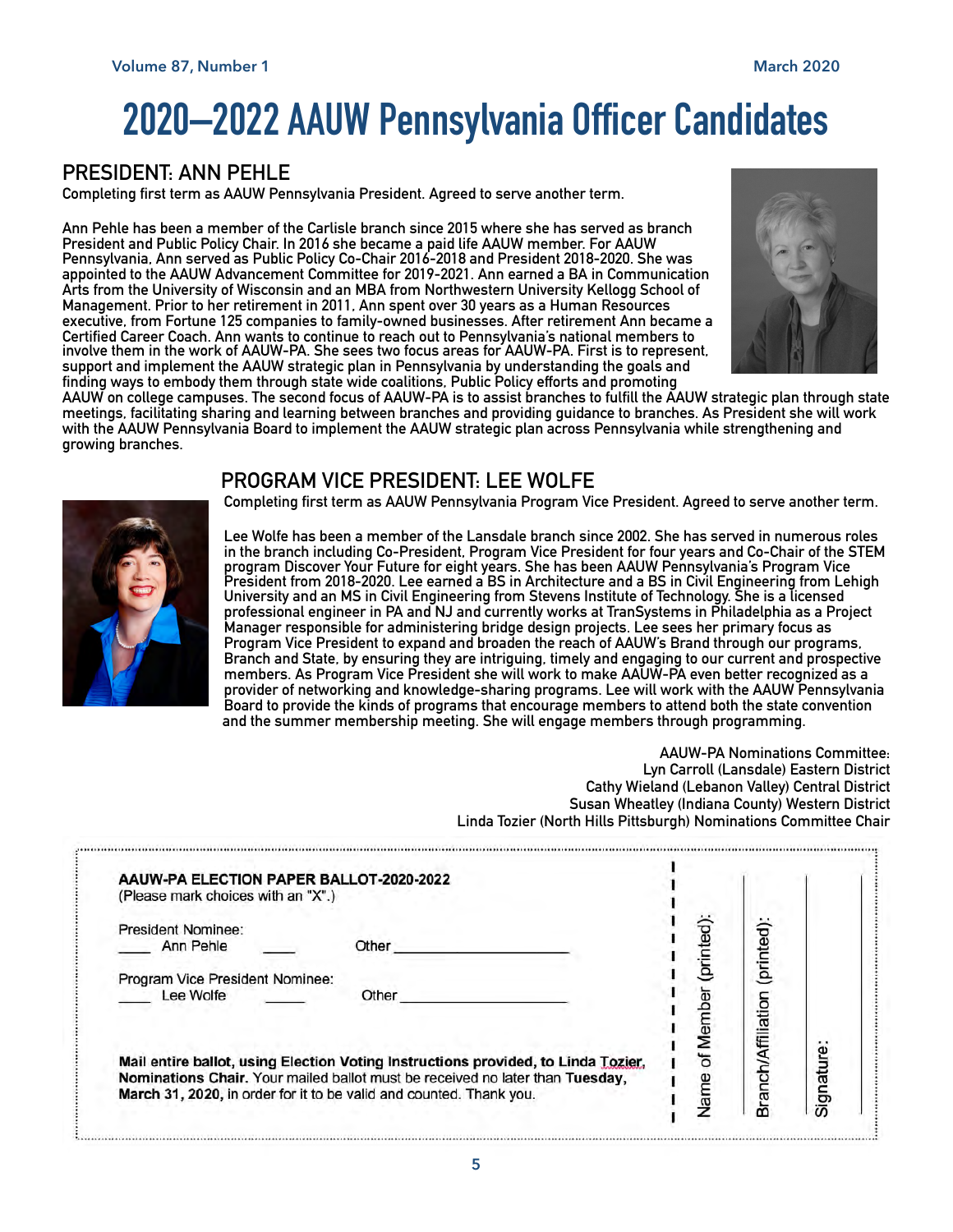# 2020–2022 AAUW Pennsylvania Officer Candidates

## PRESIDENT: ANN PEHLE

**Completing first term as AAUW Pennsylvania President. Agreed to serve another term.**

Ann Pehle has been a member of the Carlisle branch since 2015 where she has served as branch President and Public Policy Chair. In 2016 she became a paid life AAUW member. For AAUW Pennsylvania, Ann served as Public Policy Co-Chair 2016-2018 and President 2018-2020. She was appointed to the AAUW Advancement Committee for 2019-2021. Ann earned a BA in Communication Arts from the University of Wisconsin and an MBA from Northwestern University Kellogg School of Management. Prior to her retirement in 2011, Ann spent over 30 years as a Human Resources executive, from Fortune 125 companies to family-owned businesses. After retirement Ann became a Certified Career Coach. Ann wants to continue to reach out to Pennsylvania's national members to involve them in the work of AAUW-PA. She sees two focus areas for AAUW-PA. First is to represent, support and implement the AAUW strategic plan in Pennsylvania by understanding the goals and finding ways to embody them through state wide coalitions, Public Policy efforts and promoting AAUW on college campuses. The second focus of AAUW-PA is to assist branches to fulfill the AAUW strategic plan through state meetings, facilitating sharing and learning between branches and providing guidance to branches. As President she will work with the AAUW Pennsylvania Board to implement the AAUW strategic plan across Pennsylvania while strengthening and growing branches.

## PROGRAM VICE PRESIDENT: LEE WOLFE

**Completing first term as AAUW Pennsylvania Program Vice President. Agreed to serve another term.**

Lee Wolfe has been a member of the Lansdale branch since 2002. She has served in numerous roles in the branch including Co-President, Program Vice President for four years and Co-Chair of the STEM program Discover Your Future for eight years. She has been AAUW Pennsylvania's Program Vice President from 2018-2020. Lee earned a BS in Architecture and a BS in Civil Engineering from Lehigh University and an MS in Civil Engineering from Stevens Institute of Technology. She is a licensed professional engineer in PA and NJ and currently works at TranSystems in Philadelphia as a Project Manager responsible for administering bridge design projects. Lee sees her primary focus as Program Vice President to expand and broaden the reach of AAUW's Brand through our programs, Branch and State, by ensuring they are intriguing, timely and engaging to our current and prospective members. As Program Vice President she will work to make AAUW-PA even better recognized as a provider of networking and knowledge-sharing programs. Lee will work with the AAUW Pennsylvania Board to provide the kinds of programs that encourage members to attend both the state convention and the summer membership meeting. She will engage members through programming.

AAUW-PA Nominations Committee:
Lyn Carroll (Lansdale) Eastern District
Cathy Wieland (Lebanon Valley) Central District
Susan Wheatley (Indiana County) Western District
Linda Tozier (North Hills Pittsburgh) Nominations Committee Chair

---

**AAUW-PA ELECTION PAPER BALLOT-2020-2022**
(Please mark choices with an "X".)

President Nominee:
____ Ann Pehle ____ Other ____________________

Program Vice President Nominee:
____ Lee Wolfe ____ Other ____________________

**Mail entire ballot, using Election Voting Instructions provided, to Linda Tozier, Nominations Chair.** Your mailed ballot must be received no later than **Tuesday, March 31, 2020,** in order for it to be valid and counted. Thank you.

Name of Member (printed): ____________________

Branch/Affiliation (printed): ____________________

Signature: ____________________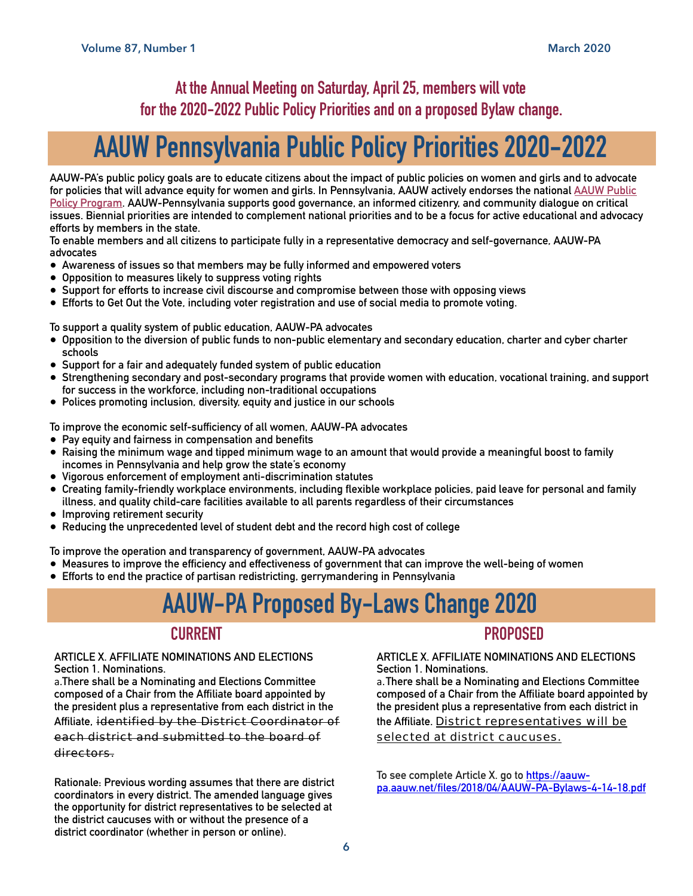**At the Annual Meeting on Saturday, April 25, members will vote for the 2020-2022 Public Policy Priorities and on a proposed Bylaw change.**

# AAUW Pennsylvania Public Policy Priorities 2020-2022

AAUW-PA's public policy goals are to educate citizens about the impact of public policies on women and girls and to advocate for policies that will advance equity for women and girls. In Pennsylvania, AAUW actively endorses the national AAUW Public Policy Program. AAUW-Pennsylvania supports good governance, an informed citizenry, and community dialogue on critical issues. Biennial priorities are intended to complement national priorities and to be a focus for active educational and advocacy efforts by members in the state.

To enable members and all citizens to participate fully in a representative democracy and self-governance, AAUW-PA advocates

- Awareness of issues so that members may be fully informed and empowered voters
- Opposition to measures likely to suppress voting rights
- Support for efforts to increase civil discourse and compromise between those with opposing views
- Efforts to Get Out the Vote, including voter registration and use of social media to promote voting.

To support a quality system of public education, AAUW-PA advocates

- Opposition to the diversion of public funds to non-public elementary and secondary education, charter and cyber charter schools
- Support for a fair and adequately funded system of public education
- Strengthening secondary and post-secondary programs that provide women with education, vocational training, and support for success in the workforce, including non-traditional occupations
- Polices promoting inclusion, diversity, equity and justice in our schools

To improve the economic self-sufficiency of all women, AAUW-PA advocates

- Pay equity and fairness in compensation and benefits
- Raising the minimum wage and tipped minimum wage to an amount that would provide a meaningful boost to family incomes in Pennsylvania and help grow the state's economy
- Vigorous enforcement of employment anti-discrimination statutes
- Creating family-friendly workplace environments, including flexible workplace policies, paid leave for personal and family illness, and quality child-care facilities available to all parents regardless of their circumstances
- Improving retirement security
- Reducing the unprecedented level of student debt and the record high cost of college

To improve the operation and transparency of government, AAUW-PA advocates

- Measures to improve the efficiency and effectiveness of government that can improve the well-being of women
- Efforts to end the practice of partisan redistricting, gerrymandering in Pennsylvania

# AAUW-PA Proposed By-Laws Change 2020

## CURRENT

ARTICLE X. AFFILIATE NOMINATIONS AND ELECTIONS
Section 1. Nominations.
a. There shall be a Nominating and Elections Committee composed of a Chair from the Affiliate board appointed by the president plus a representative from each district in the Affiliate, ~~identified by the District Coordinator of each district and submitted to the board of directors.~~

Rationale: Previous wording assumes that there are district coordinators in every district. The amended language gives the opportunity for district representatives to be selected at the district caucuses with or without the presence of a district coordinator (whether in person or online).

## PROPOSED

ARTICLE X. AFFILIATE NOMINATIONS AND ELECTIONS
Section 1. Nominations.
a. There shall be a Nominating and Elections Committee composed of a Chair from the Affiliate board appointed by the president plus a representative from each district in the Affiliate. <u>District representatives will be selected at district caucuses.</u>

To see complete Article X. go to https://aauw-pa.aauw.net/files/2018/04/AAUW-PA-Bylaws-4-14-18.pdf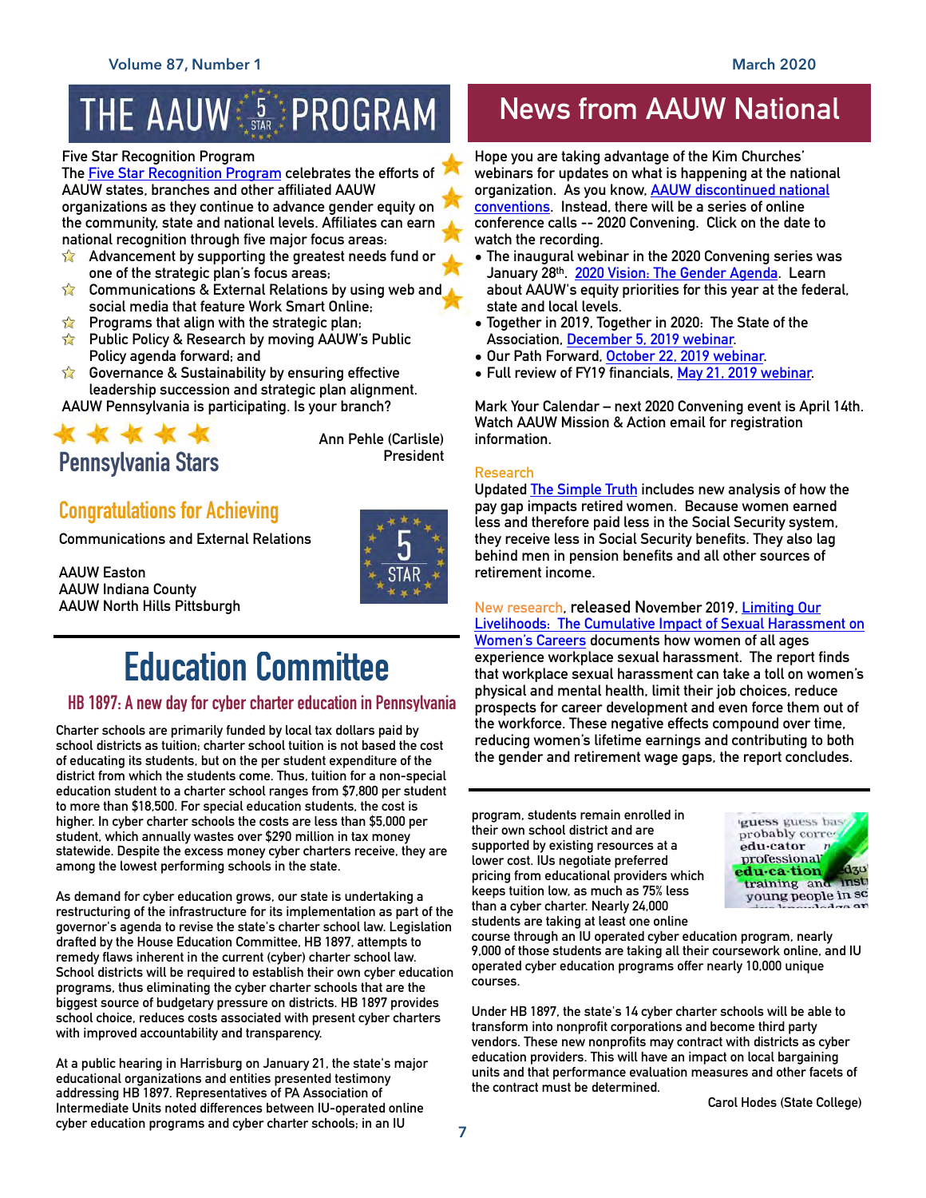# THE AAUW 5 STAR PROGRAM

Five Star Recognition Program

The Five Star Recognition Program celebrates the efforts of AAUW states, branches and other affiliated AAUW organizations as they continue to advance gender equity on the community, state and national levels. Affiliates can earn national recognition through five major focus areas:

- Advancement by supporting the greatest needs fund or one of the strategic plan's focus areas;
- Communications & External Relations by using web and social media that feature Work Smart Online;
- Programs that align with the strategic plan;
- Public Policy & Research by moving AAUW's Public Policy agenda forward; and
- Governance & Sustainability by ensuring effective leadership succession and strategic plan alignment.

AAUW Pennsylvania is participating. Is your branch?

## Pennsylvania Stars

Ann Pehle (Carlisle)
President

## Congratulations for Achieving

Communications and External Relations

AAUW Easton
AAUW Indiana County
AAUW North Hills Pittsburgh

# Education Committee

## HB 1897: A new day for cyber charter education in Pennsylvania

Charter schools are primarily funded by local tax dollars paid by school districts as tuition; charter school tuition is not based the cost of educating its students, but on the per student expenditure of the district from which the students come. Thus, tuition for a non-special education student to a charter school ranges from $7,800 per student to more than $18,500. For special education students, the cost is higher. In cyber charter schools the costs are less than $5,000 per student, which annually wastes over $290 million in tax money statewide. Despite the excess money cyber charters receive, they are among the lowest performing schools in the state.

As demand for cyber education grows, our state is undertaking a restructuring of the infrastructure for its implementation as part of the governor's agenda to revise the state's charter school law. Legislation drafted by the House Education Committee, HB 1897, attempts to remedy flaws inherent in the current (cyber) charter school law. School districts will be required to establish their own cyber education programs, thus eliminating the cyber charter schools that are the biggest source of budgetary pressure on districts. HB 1897 provides school choice, reduces costs associated with present cyber charters with improved accountability and transparency.

At a public hearing in Harrisburg on January 21, the state's major educational organizations and entities presented testimony addressing HB 1897. Representatives of PA Association of Intermediate Units noted differences between IU-operated online cyber education programs and cyber charter schools; in an IU program, students remain enrolled in their own school district and are supported by existing resources at a lower cost. IUs negotiate preferred pricing from educational providers which keeps tuition low, as much as 75% less than a cyber charter. Nearly 24,000 students are taking at least one online course through an IU operated cyber education program, nearly 9,000 of those students are taking all their coursework online, and IU operated cyber education programs offer nearly 10,000 unique courses.

Under HB 1897, the state's 14 cyber charter schools will be able to transform into nonprofit corporations and become third party vendors. These new nonprofits may contract with districts as cyber education providers. This will have an impact on local bargaining units and that performance evaluation measures and other facets of the contract must be determined.

Carol Hodes (State College)

# News from AAUW National

Hope you are taking advantage of the Kim Churches' webinars for updates on what is happening at the national organization. As you know, AAUW discontinued national conventions. Instead, there will be a series of online conference calls -- 2020 Convening. Click on the date to watch the recording.

- The inaugural webinar in the 2020 Convening series was January 28th. 2020 Vision: The Gender Agenda. Learn about AAUW's equity priorities for this year at the federal, state and local levels.
- Together in 2019, Together in 2020: The State of the Association, December 5, 2019 webinar.
- Our Path Forward, October 22, 2019 webinar.
- Full review of FY19 financials, May 21, 2019 webinar.

Mark Your Calendar – next 2020 Convening event is April 14th. Watch AAUW Mission & Action email for registration information.

## Research

Updated The Simple Truth includes new analysis of how the pay gap impacts retired women. Because women earned less and therefore paid less in the Social Security system, they receive less in Social Security benefits. They also lag behind men in pension benefits and all other sources of retirement income.

New research, released November 2019, Limiting Our Livelihoods: The Cumulative Impact of Sexual Harassment on Women's Careers documents how women of all ages experience workplace sexual harassment. The report finds that workplace sexual harassment can take a toll on women's physical and mental health, limit their job choices, reduce prospects for career development and even force them out of the workforce. These negative effects compound over time, reducing women's lifetime earnings and contributing to both the gender and retirement wage gaps, the report concludes.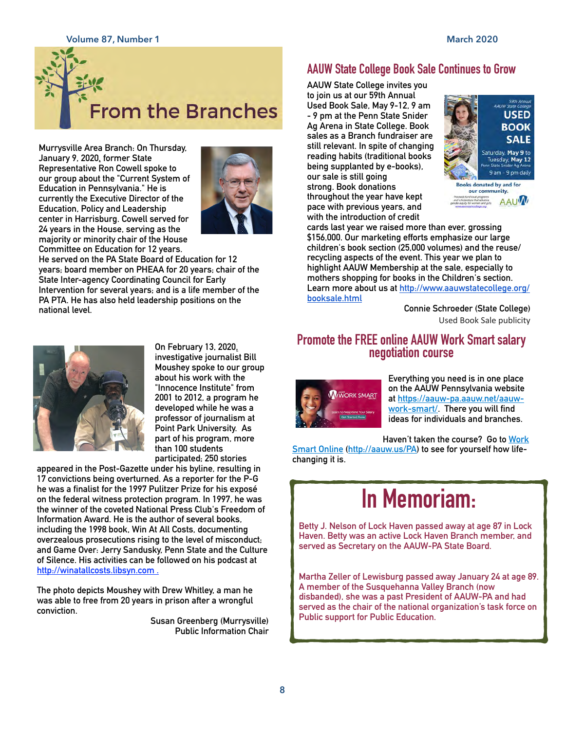# From the Branches

Murrysville Area Branch: On Thursday, January 9, 2020, former State Representative Ron Cowell spoke to our group about the "Current System of Education in Pennsylvania." He is currently the Executive Director of the Education, Policy and Leadership center in Harrisburg. Cowell served for 24 years in the House, serving as the majority or minority chair of the House Committee on Education for 12 years. He served on the PA State Board of Education for 12 years; board member on PHEAA for 20 years; chair of the State Inter-agency Coordinating Council for Early Intervention for several years; and is a life member of the PA PTA. He has also held leadership positions on the national level.

On February 13, 2020, investigative journalist Bill Moushey spoke to our group about his work with the "Innocence Institute" from 2001 to 2012, a program he developed while he was a professor of journalism at Point Park University. As part of his program, more than 100 students participated; 250 stories appeared in the Post-Gazette under his byline, resulting in 17 convictions being overturned. As a reporter for the P-G he was a finalist for the 1997 Pulitzer Prize for his exposé on the federal witness protection program. In 1997, he was the winner of the coveted National Press Club's Freedom of Information Award. He is the author of several books, including the 1998 book, Win At All Costs, documenting overzealous prosecutions rising to the level of misconduct; and Game Over: Jerry Sandusky, Penn State and the Culture of Silence. His activities can be followed on his podcast at http://winatallcosts.libsyn.com .

The photo depicts Moushey with Drew Whitley, a man he was able to free from 20 years in prison after a wrongful conviction.

Susan Greenberg (Murrysville)
Public Information Chair

## AAUW State College Book Sale Continues to Grow

AAUW State College invites you to join us at our 59th Annual Used Book Sale, May 9-12, 9 am - 9 pm at the Penn State Snider Ag Arena in State College. Book sales as a Branch fundraiser are still relevant. In spite of changing reading habits (traditional books being supplanted by e-books), our sale is still going strong. Book donations throughout the year have kept pace with previous years, and with the introduction of credit cards last year we raised more than ever, grossing $156,000. Our marketing efforts emphasize our large children's book section (25,000 volumes) and the reuse/recycling aspects of the event. This year we plan to highlight AAUW Membership at the sale, especially to mothers shopping for books in the Children's section. Learn more about us at http://www.aauwstatecollege.org/booksale.html

Connie Schroeder (State College)
Used Book Sale publicity

## Promote the FREE online AAUW Work Smart salary negotiation course

Everything you need is in one place on the AAUW Pennsylvania website at https://aauw-pa.aauw.net/aauw-work-smart/. There you will find ideas for individuals and branches.

Haven't taken the course? Go to Work Smart Online (http://aauw.us/PA) to see for yourself how life-changing it is.

# In Memoriam:

Betty J. Nelson of Lock Haven passed away at age 87 in Lock Haven. Betty was an active Lock Haven Branch member, and served as Secretary on the AAUW-PA State Board.

Martha Zeller of Lewisburg passed away January 24 at age 89. A member of the Susquehanna Valley Branch (now disbanded), she was a past President of AAUW-PA and had served as the chair of the national organization's task force on Public support for Public Education.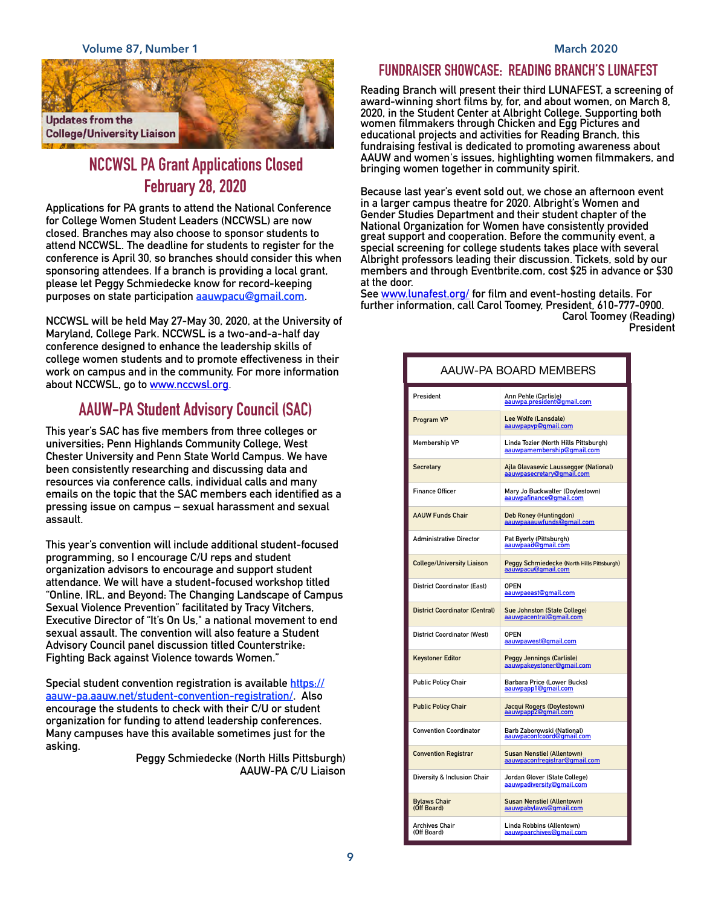Updates from the College/University Liaison

## NCCWSL PA Grant Applications Closed February 28, 2020

Applications for PA grants to attend the National Conference for College Women Student Leaders (NCCWSL) are now closed. Branches may also choose to sponsor students to attend NCCWSL. The deadline for students to register for the conference is April 30, so branches should consider this when sponsoring attendees. If a branch is providing a local grant, please let Peggy Schmiedecke know for record-keeping purposes on state participation aauwpacu@gmail.com.

NCCWSL will be held May 27-May 30, 2020, at the University of Maryland, College Park. NCCWSL is a two-and-a-half day conference designed to enhance the leadership skills of college women students and to promote effectiveness in their work on campus and in the community. For more information about NCCWSL, go to www.nccwsl.org.

## AAUW-PA Student Advisory Council (SAC)

This year's SAC has five members from three colleges or universities; Penn Highlands Community College, West Chester University and Penn State World Campus. We have been consistently researching and discussing data and resources via conference calls, individual calls and many emails on the topic that the SAC members each identified as a pressing issue on campus – sexual harassment and sexual assault.

This year's convention will include additional student-focused programming, so I encourage C/U reps and student organization advisors to encourage and support student attendance. We will have a student-focused workshop titled "Online, IRL, and Beyond: The Changing Landscape of Campus Sexual Violence Prevention" facilitated by Tracy Vitchers, Executive Director of "It's On Us," a national movement to end sexual assault. The convention will also feature a Student Advisory Council panel discussion titled Counterstrike: Fighting Back against Violence towards Women."

Special student convention registration is available https://aauw-pa.aauw.net/student-convention-registration/. Also encourage the students to check with their C/U or student organization for funding to attend leadership conferences. Many campuses have this available sometimes just for the asking.

Peggy Schmiedecke (North Hills Pittsburgh)
AAUW-PA C/U Liaison

## FUNDRAISER SHOWCASE: READING BRANCH'S LUNAFEST

Reading Branch will present their third LUNAFEST, a screening of award-winning short films by, for, and about women, on March 8, 2020, in the Student Center at Albright College. Supporting both women filmmakers through Chicken and Egg Pictures and educational projects and activities for Reading Branch, this fundraising festival is dedicated to promoting awareness about AAUW and women's issues, highlighting women filmmakers, and bringing women together in community spirit.

Because last year's event sold out, we chose an afternoon event in a larger campus theatre for 2020. Albright's Women and Gender Studies Department and their student chapter of the National Organization for Women have consistently provided great support and cooperation. Before the community event, a special screening for college students takes place with several Albright professors leading their discussion. Tickets, sold by our members and through Eventbrite.com, cost $25 in advance or $30 at the door.

See www.lunafest.org/ for film and event-hosting details. For further information, call Carol Toomey, President, 610-777-0900.

Carol Toomey (Reading)
President

| AAUW-PA BOARD MEMBERS | |
|---|---|
| President | Ann Pehle (Carlisle) aauwpa.president@gmail.com |
| Program VP | Lee Wolfe (Lansdale) aauwpapvp@gmail.com |
| Membership VP | Linda Tozier (North Hills Pittsburgh) aauwpamembership@gmail.com |
| Secretary | Ajla Glavasevic Laussegger (National) aauwpasecretary@gmail.com |
| Finance Officer | Mary Jo Buckwalter (Doylestown) aauwpafinance@gmail.com |
| AAUW Funds Chair | Deb Roney (Huntingdon) aauwpaaauwfunds@gmail.com |
| Administrative Director | Pat Byerly (Pittsburgh) aauwpaad@gmail.com |
| College/University Liaison | Peggy Schmiedecke (North Hills Pittsburgh) aauwpacu@gmail.com |
| District Coordinator (East) | OPEN aauwpaeast@gmail.com |
| District Coordinator (Central) | Sue Johnston (State College) aauwpacentral@gmail.com |
| District Coordinator (West) | OPEN aauwpawest@gmail.com |
| Keystoner Editor | Peggy Jennings (Carlisle) aauwpakeystoner@gmail.com |
| Public Policy Chair | Barbara Price (Lower Bucks) aauwpapp1@gmail.com |
| Public Policy Chair | Jacqui Rogers (Doylestown) aauwpapp2@gmail.com |
| Convention Coordinator | Barb Zaborowski (National) aauwpaconfcoord@gmail.com |
| Convention Registrar | Susan Nenstiel (Allentown) aauwpaconfregistrar@gmail.com |
| Diversity & Inclusion Chair | Jordan Glover (State College) aauwpadiversity@gmail.com |
| Bylaws Chair (Off Board) | Susan Nenstiel (Allentown) aauwpabylaws@gmail.com |
| Archives Chair (Off Board) | Linda Robbins (Allentown) aauwpaarchives@gmail.com |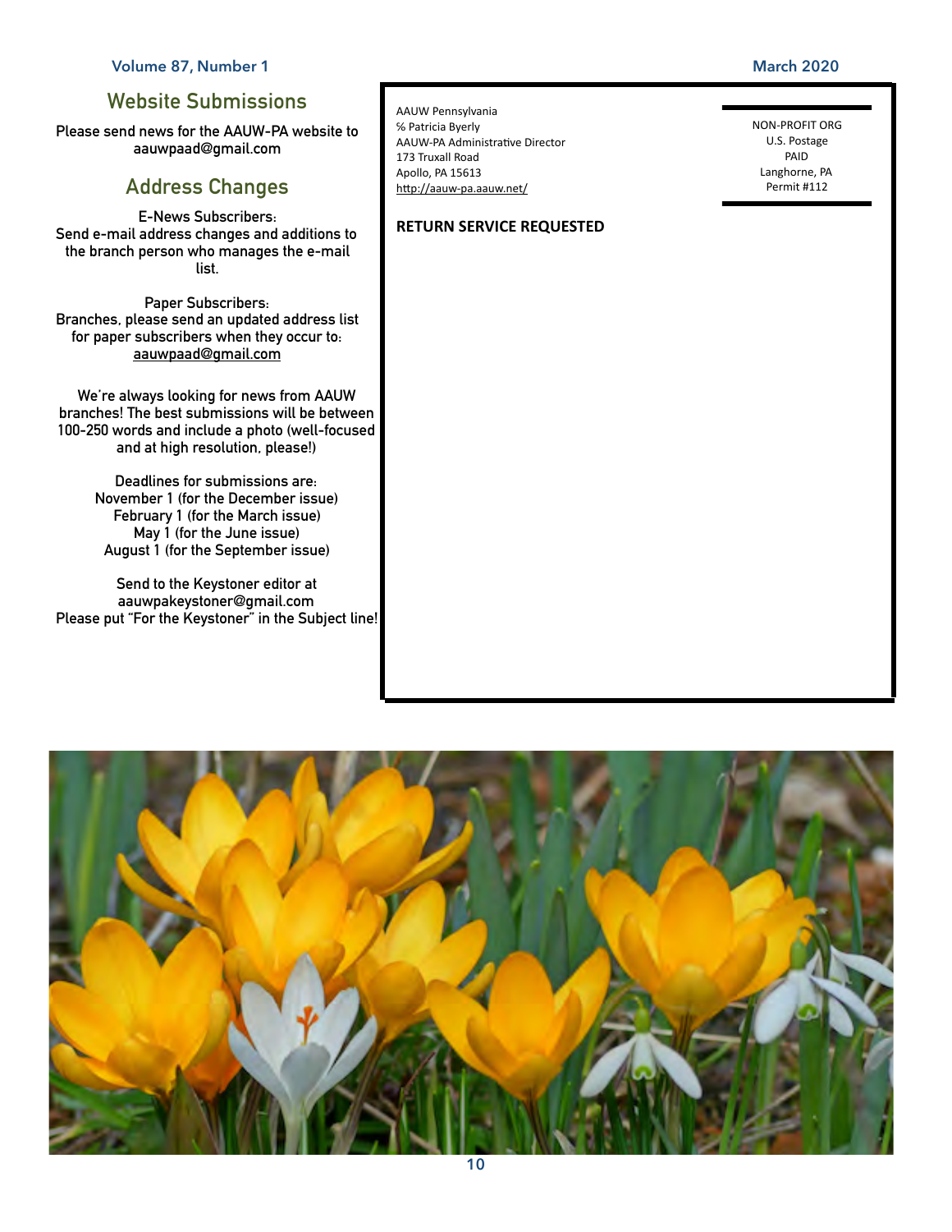## Website Submissions

Please send news for the AAUW-PA website to aauwpaad@gmail.com

## Address Changes

E-News Subscribers:
Send e-mail address changes and additions to the branch person who manages the e-mail list.

Paper Subscribers:
Branches, please send an updated address list for paper subscribers when they occur to: aauwpaad@gmail.com

We're always looking for news from AAUW branches! The best submissions will be between 100-250 words and include a photo (well-focused and at high resolution, please!)

Deadlines for submissions are:
November 1 (for the December issue)
February 1 (for the March issue)
May 1 (for the June issue)
August 1 (for the September issue)

Send to the Keystoner editor at aauwpakeystoner@gmail.com
Please put "For the Keystoner" in the Subject line!

AAUW Pennsylvania
℅ Patricia Byerly
AAUW-PA Administrative Director
173 Truxall Road
Apollo, PA 15613
http://aauw-pa.aauw.net/

NON-PROFIT ORG
U.S. Postage
PAID
Langhorne, PA
Permit #112

**RETURN SERVICE REQUESTED**